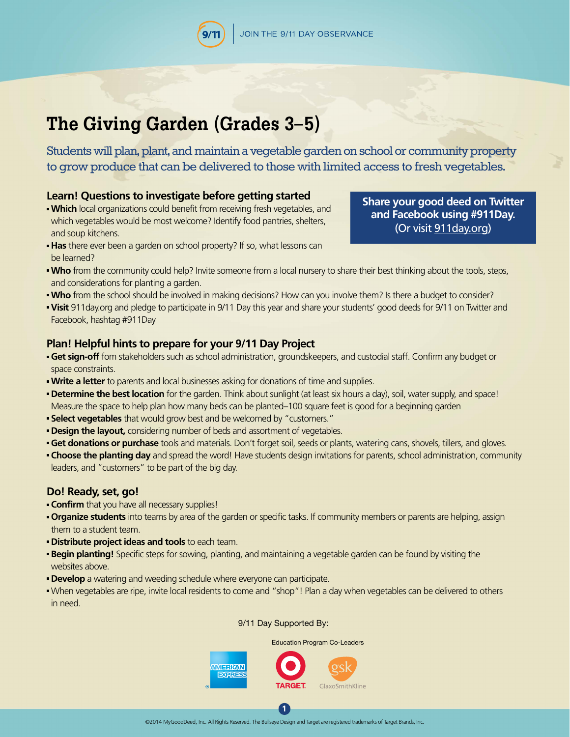JOIN THE 9/11 DAY OBSERVANCE

# The Giving Garden (Grades 3–5)

Students will plan, plant, and maintain a vegetable garden on school or community property to grow produce that can be delivered to those with limited access to fresh vegetables.

**Share your good deed on Twitter and Facebook using #911Day.** (Or visit 911day.org)

## Learn! Questions to investigate before getting started

- **Which** local organizations could benefit from receiving fresh vegetables, and which vegetables would be most welcome? Identify food pantries, shelters, and soup kitchens.
- **Has** there ever been a garden on school property? If so, what lessons can be learned?
- **Who** from the community could help? Invite someone from a local nursery to share their best thinking about the tools, steps, and considerations for planting a garden.
- **Who** from the school should be involved in making decisions? How can you involve them? Is there a budget to consider?
- **Visit** 911day.org and pledge to participate in 9/11 Day this year and share your students' good deeds for 9/11 on Twitter and Facebook, hashtag #911Day

## Plan! Helpful hints to prepare for your 9/11 Day Project

- **Get sign-off** fom stakeholders such as school administration, groundskeepers, and custodial staff. Confirm any budget or space constraints.
- **Write a letter** to parents and local businesses asking for donations of time and supplies.
- **Determine the best location** for the garden. Think about sunlight (at least six hours a day), soil, water supply, and space! Measure the space to help plan how many beds can be planted–100 square feet is good for a beginning garden
- **Select vegetables** that would grow best and be welcomed by "customers."
- **Design the layout,** considering number of beds and assortment of vegetables.
- **Get donations or purchase** tools and materials. Don't forget soil, seeds or plants, watering cans, shovels, tillers, and gloves.
- **Choose the planting day** and spread the word! Have students design invitations for parents, school administration, community leaders, and "customers" to be part of the big day.

## Do! Ready, set, go!

- **Confirm** that you have all necessary supplies!
- **Organize students** into teams by area of the garden or specific tasks. If community members or parents are helping, assign them to a student team.
- **Distribute project ideas and tools** to each team.
- **Begin planting!** Specific steps for sowing, planting, and maintaining a vegetable garden can be found by visiting the websites above.
- **Develop** a watering and weeding schedule where everyone can participate.
- When vegetables are ripe, invite local residents to come and "shop"! Plan a day when vegetables can be delivered to others in need.

9/11 Day Supported By:

Education Program Co-Leaders

AMERICAN EXPRESS · TARGET · GlaxoSmithKline

©2014 MyGoodDeed, Inc. All Rights Reserved. The Bullseye Design and Target are registered trademarks of Target Brands, Inc.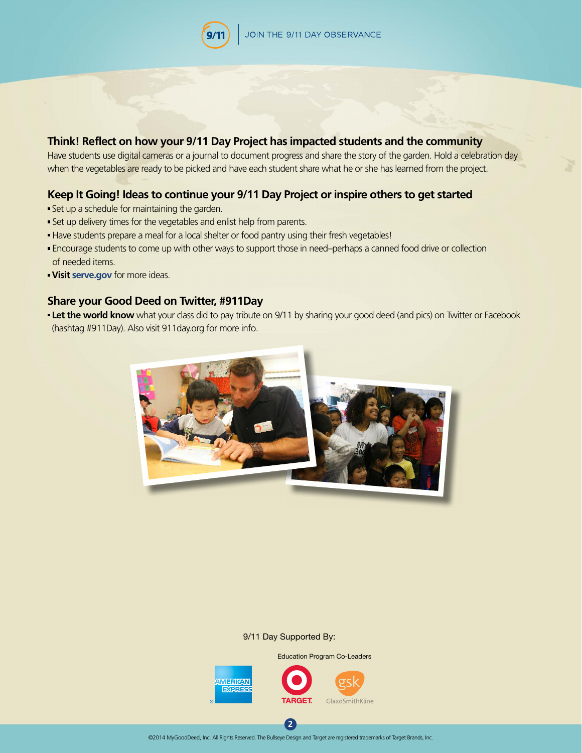## Think! Reflect on how your 9/11 Day Project has impacted students and the community

Have students use digital cameras or a journal to document progress and share the story of the garden. Hold a celebration day when the vegetables are ready to be picked and have each student share what he or she has learned from the project.

## Keep It Going! Ideas to continue your 9/11 Day Project or inspire others to get started

- Set up a schedule for maintaining the garden.
- Set up delivery times for the vegetables and enlist help from parents.
- Have students prepare a meal for a local shelter or food pantry using their fresh vegetables!
- Encourage students to come up with other ways to support those in need–perhaps a canned food drive or collection of needed items.
- **Visit serve.gov** for more ideas.

## Share your Good Deed on Twitter, #911Day

- **Let the world know** what your class did to pay tribute on 9/11 by sharing your good deed (and pics) on Twitter or Facebook (hashtag #911Day). Also visit 911day.org for more info.

9/11 Day Supported By:

Education Program Co-Leaders

AMERICAN EXPRESS

TARGET

GlaxoSmithKline

©2014 MyGoodDeed, Inc. All Rights Reserved. The Bullseye Design and Target are registered trademarks of Target Brands, Inc.